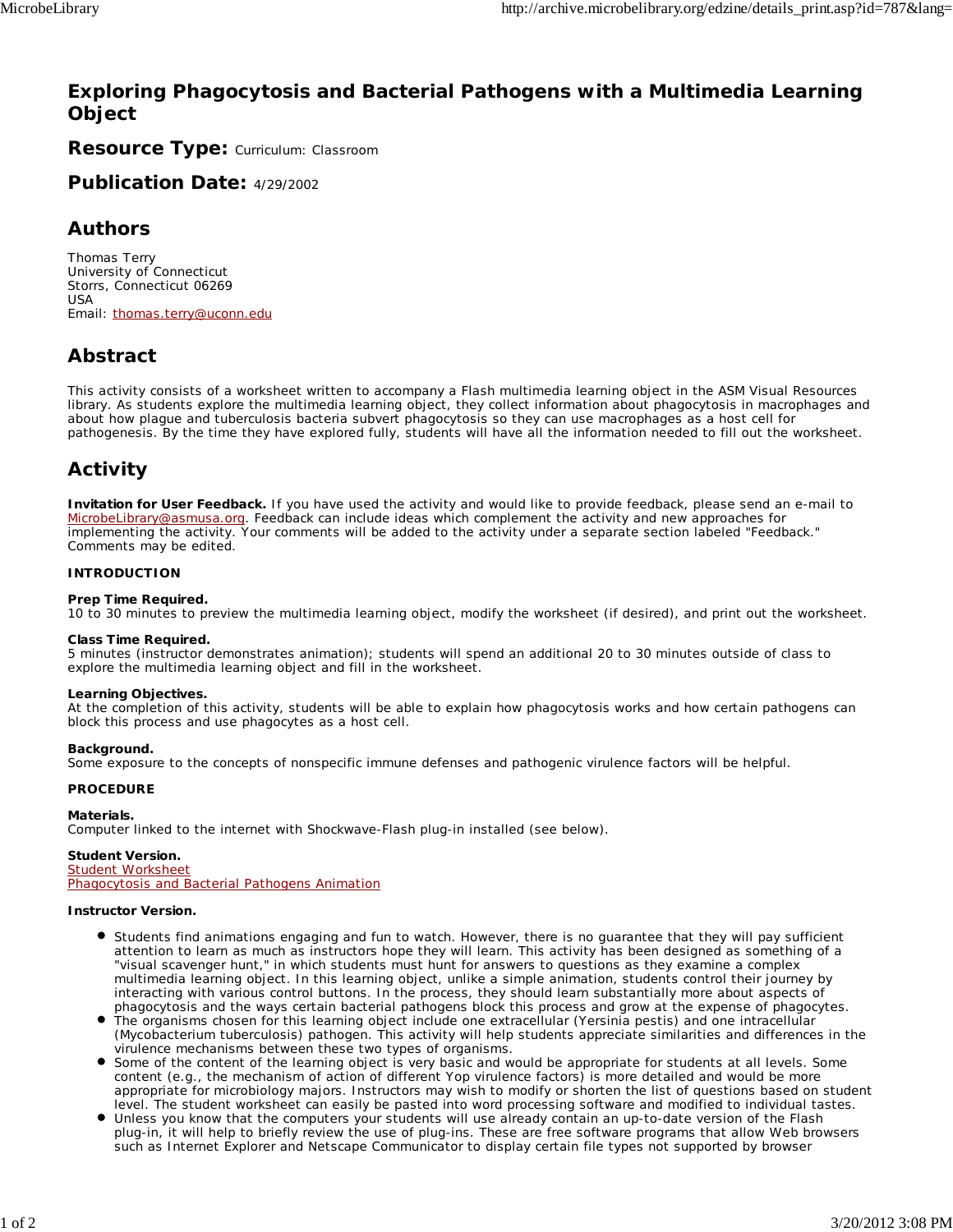# Exploring Phagocytosis and Bacterial Pathogens with a Multimedia Learning Object

## Resource Type: Curriculum: Classroom

## Publication Date: 4/29/2002

## Authors

Thomas Terry
University of Connecticut
Storrs, Connecticut 06269
USA
Email: thomas.terry@uconn.edu

## Abstract

This activity consists of a worksheet written to accompany a Flash multimedia learning object in the ASM Visual Resources library. As students explore the multimedia learning object, they collect information about phagocytosis in macrophages and about how plague and tuberculosis bacteria subvert phagocytosis so they can use macrophages as a host cell for pathogenesis. By the time they have explored fully, students will have all the information needed to fill out the worksheet.

## Activity

**Invitation for User Feedback.** If you have used the activity and would like to provide feedback, please send an e-mail to MicrobeLibrary@asmusa.org. Feedback can include ideas which complement the activity and new approaches for implementing the activity. Your comments will be added to the activity under a separate section labeled "Feedback." Comments may be edited.

**INTRODUCTION**

**Prep Time Required.**
10 to 30 minutes to preview the multimedia learning object, modify the worksheet (if desired), and print out the worksheet.

**Class Time Required.**
5 minutes (instructor demonstrates animation); students will spend an additional 20 to 30 minutes outside of class to explore the multimedia learning object and fill in the worksheet.

**Learning Objectives.**
At the completion of this activity, students will be able to explain how phagocytosis works and how certain pathogens can block this process and use phagocytes as a host cell.

**Background.**
Some exposure to the concepts of nonspecific immune defenses and pathogenic virulence factors will be helpful.

**PROCEDURE**

**Materials.**
Computer linked to the internet with Shockwave-Flash plug-in installed (see below).

**Student Version.**
Student Worksheet
Phagocytosis and Bacterial Pathogens Animation

**Instructor Version.**

- Students find animations engaging and fun to watch. However, there is no guarantee that they will pay sufficient attention to learn as much as instructors hope they will learn. This activity has been designed as something of a "visual scavenger hunt," in which students must hunt for answers to questions as they examine a complex multimedia learning object. In this learning object, unlike a simple animation, students control their journey by interacting with various control buttons. In the process, they should learn substantially more about aspects of phagocytosis and the ways certain bacterial pathogens block this process and grow at the expense of phagocytes.
- The organisms chosen for this learning object include one extracellular (Yersinia pestis) and one intracellular (Mycobacterium tuberculosis) pathogen. This activity will help students appreciate similarities and differences in the virulence mechanisms between these two types of organisms.
- Some of the content of the learning object is very basic and would be appropriate for students at all levels. Some content (e.g., the mechanism of action of different Yop virulence factors) is more detailed and would be more appropriate for microbiology majors. Instructors may wish to modify or shorten the list of questions based on student level. The student worksheet can easily be pasted into word processing software and modified to individual tastes.
- Unless you know that the computers your students will use already contain an up-to-date version of the Flash plug-in, it will help to briefly review the use of plug-ins. These are free software programs that allow Web browsers such as Internet Explorer and Netscape Communicator to display certain file types not supported by browser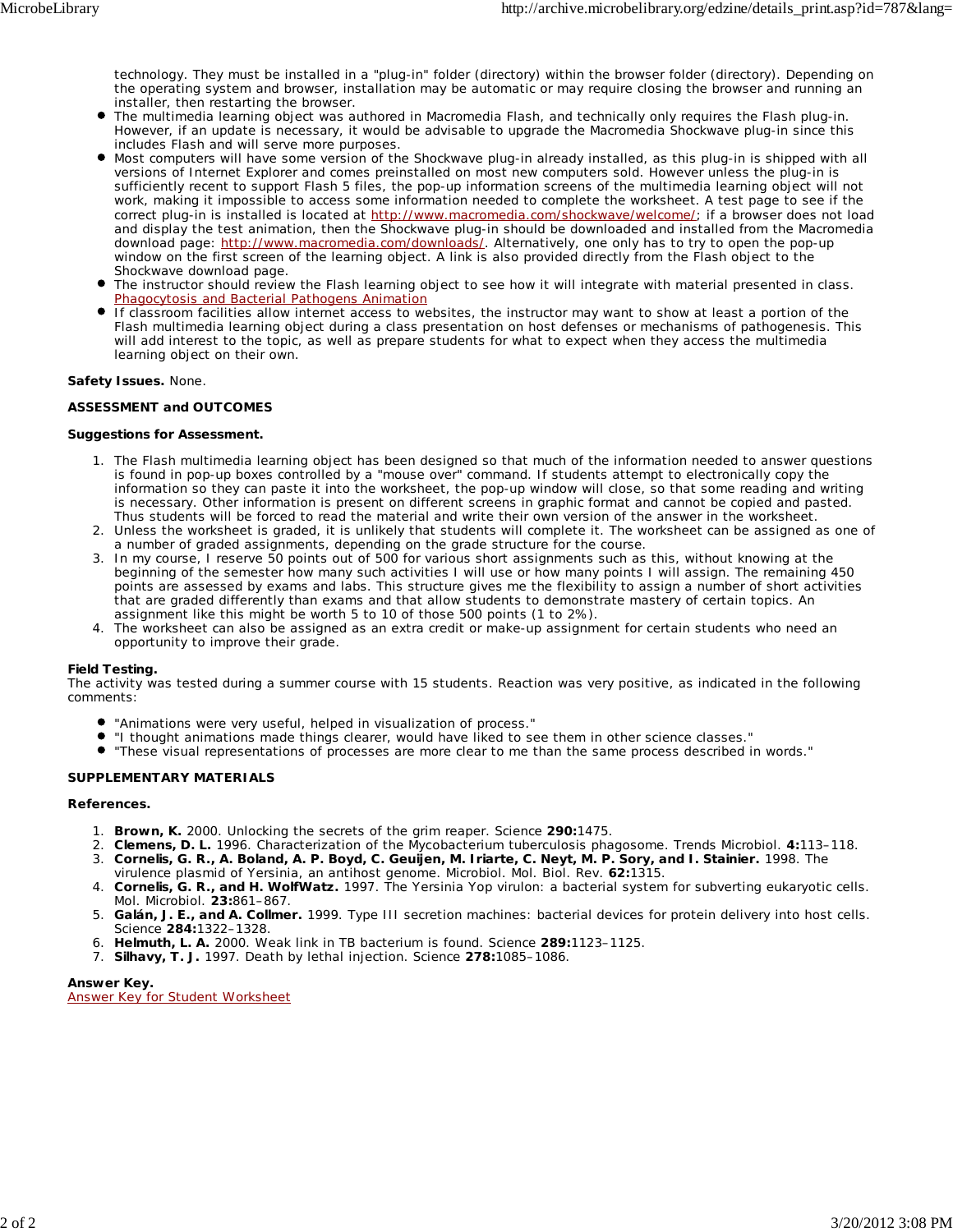technology. They must be installed in a "plug-in" folder (directory) within the browser folder (directory). Depending on the operating system and browser, installation may be automatic or may require closing the browser and running an installer, then restarting the browser.

- The multimedia learning object was authored in Macromedia Flash, and technically only requires the Flash plug-in. However, if an update is necessary, it would be advisable to upgrade the Macromedia Shockwave plug-in since this includes Flash and will serve more purposes.
- Most computers will have some version of the Shockwave plug-in already installed, as this plug-in is shipped with all versions of Internet Explorer and comes preinstalled on most new computers sold. However unless the plug-in is sufficiently recent to support Flash 5 files, the pop-up information screens of the multimedia learning object will not work, making it impossible to access some information needed to complete the worksheet. A test page to see if the correct plug-in is installed is located at http://www.macromedia.com/shockwave/welcome/; if a browser does not load and display the test animation, then the Shockwave plug-in should be downloaded and installed from the Macromedia download page: http://www.macromedia.com/downloads/. Alternatively, one only has to try to open the pop-up window on the first screen of the learning object. A link is also provided directly from the Flash object to the Shockwave download page.
- The instructor should review the Flash learning object to see how it will integrate with material presented in class. Phagocytosis and Bacterial Pathogens Animation
- If classroom facilities allow internet access to websites, the instructor may want to show at least a portion of the Flash multimedia learning object during a class presentation on host defenses or mechanisms of pathogenesis. This will add interest to the topic, as well as prepare students for what to expect when they access the multimedia learning object on their own.

**Safety Issues.** None.

**ASSESSMENT and OUTCOMES**

**Suggestions for Assessment.**

1. The Flash multimedia learning object has been designed so that much of the information needed to answer questions is found in pop-up boxes controlled by a "mouse over" command. If students attempt to electronically copy the information so they can paste it into the worksheet, the pop-up window will close, so that some reading and writing is necessary. Other information is present on different screens in graphic format and cannot be copied and pasted. Thus students will be forced to read the material and write their own version of the answer in the worksheet.
2. Unless the worksheet is graded, it is unlikely that students will complete it. The worksheet can be assigned as one of a number of graded assignments, depending on the grade structure for the course.
3. In my course, I reserve 50 points out of 500 for various short assignments such as this, without knowing at the beginning of the semester how many such activities I will use or how many points I will assign. The remaining 450 points are assessed by exams and labs. This structure gives me the flexibility to assign a number of short activities that are graded differently than exams and that allow students to demonstrate mastery of certain topics. An assignment like this might be worth 5 to 10 of those 500 points (1 to 2%).
4. The worksheet can also be assigned as an extra credit or make-up assignment for certain students who need an opportunity to improve their grade.

**Field Testing.**
The activity was tested during a summer course with 15 students. Reaction was very positive, as indicated in the following comments:

- "Animations were very useful, helped in visualization of process."
- "I thought animations made things clearer, would have liked to see them in other science classes."
- "These visual representations of processes are more clear to me than the same process described in words."

**SUPPLEMENTARY MATERIALS**

**References.**

1. **Brown, K.** 2000. Unlocking the secrets of the grim reaper. Science **290:**1475.
2. **Clemens, D. L.** 1996. Characterization of the Mycobacterium tuberculosis phagosome. Trends Microbiol. **4:**113–118.
3. **Cornelis, G. R., A. Boland, A. P. Boyd, C. Geuijen, M. Iriarte, C. Neyt, M. P. Sory, and I. Stainier.** 1998. The virulence plasmid of Yersinia, an antihost genome. Microbiol. Mol. Biol. Rev. **62:**1315.
4. **Cornelis, G. R., and H. WolfWatz.** 1997. The Yersinia Yop virulon: a bacterial system for subverting eukaryotic cells. Mol. Microbiol. **23:**861–867.
5. **Galán, J. E., and A. Collmer.** 1999. Type III secretion machines: bacterial devices for protein delivery into host cells. Science **284:**1322–1328.
6. **Helmuth, L. A.** 2000. Weak link in TB bacterium is found. Science **289:**1123–1125.
7. **Silhavy, T. J.** 1997. Death by lethal injection. Science **278:**1085–1086.

**Answer Key.**
Answer Key for Student Worksheet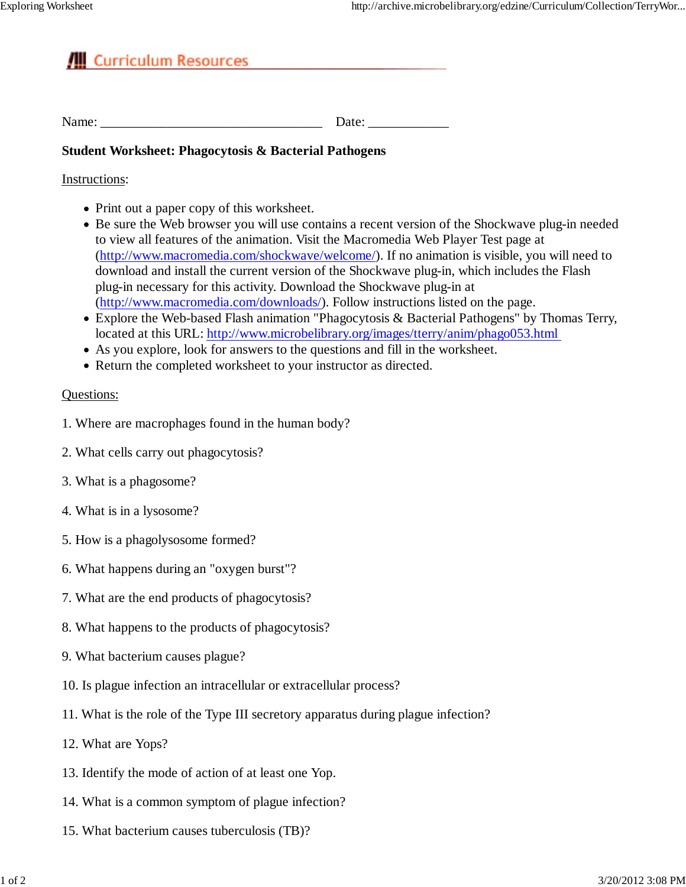Curriculum Resources

Name: ___________________________________ Date: ____________

**Student Worksheet: Phagocytosis & Bacterial Pathogens**

Instructions:

- Print out a paper copy of this worksheet.
- Be sure the Web browser you will use contains a recent version of the Shockwave plug-in needed to view all features of the animation. Visit the Macromedia Web Player Test page at (http://www.macromedia.com/shockwave/welcome/). If no animation is visible, you will need to download and install the current version of the Shockwave plug-in, which includes the Flash plug-in necessary for this activity. Download the Shockwave plug-in at (http://www.macromedia.com/downloads/). Follow instructions listed on the page.
- Explore the Web-based Flash animation "Phagocytosis & Bacterial Pathogens" by Thomas Terry, located at this URL: http://www.microbelibrary.org/images/tterry/anim/phago053.html
- As you explore, look for answers to the questions and fill in the worksheet.
- Return the completed worksheet to your instructor as directed.

Questions:

1. Where are macrophages found in the human body?

2. What cells carry out phagocytosis?

3. What is a phagosome?

4. What is in a lysosome?

5. How is a phagolysosome formed?

6. What happens during an "oxygen burst"?

7. What are the end products of phagocytosis?

8. What happens to the products of phagocytosis?

9. What bacterium causes plague?

10. Is plague infection an intracellular or extracellular process?

11. What is the role of the Type III secretory apparatus during plague infection?

12. What are Yops?

13. Identify the mode of action of at least one Yop.

14. What is a common symptom of plague infection?

15. What bacterium causes tuberculosis (TB)?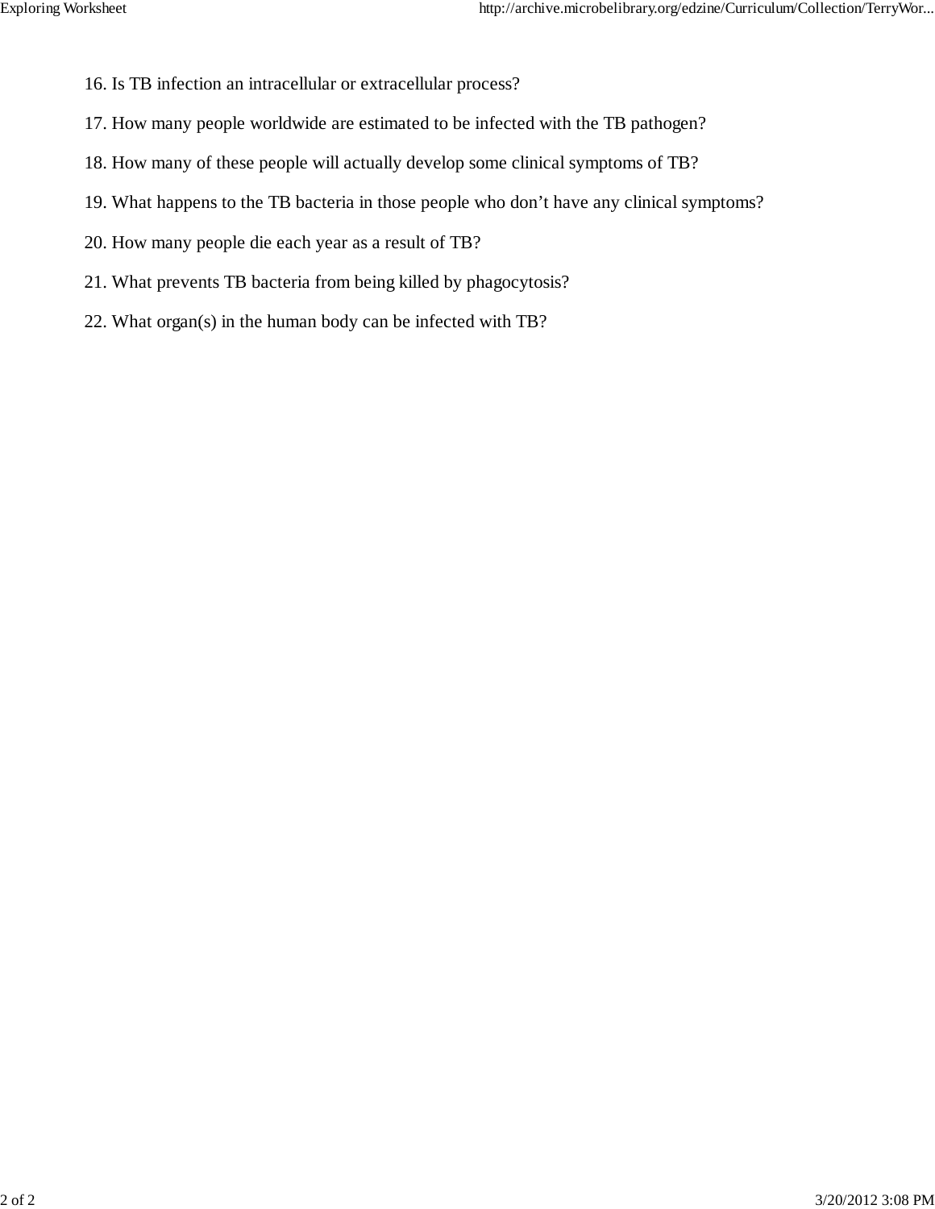16. Is TB infection an intracellular or extracellular process?
17. How many people worldwide are estimated to be infected with the TB pathogen?
18. How many of these people will actually develop some clinical symptoms of TB?
19. What happens to the TB bacteria in those people who don't have any clinical symptoms?
20. How many people die each year as a result of TB?
21. What prevents TB bacteria from being killed by phagocytosis?
22. What organ(s) in the human body can be infected with TB?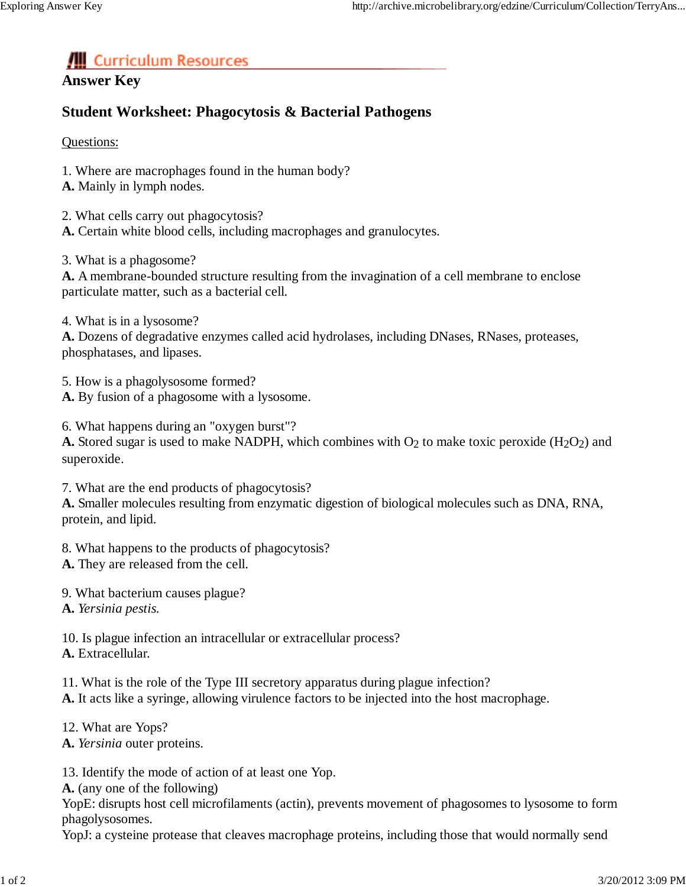**Curriculum Resources**

## Answer Key

## Student Worksheet: Phagocytosis & Bacterial Pathogens

Questions:

1. Where are macrophages found in the human body?
**A.** Mainly in lymph nodes.

2. What cells carry out phagocytosis?
**A.** Certain white blood cells, including macrophages and granulocytes.

3. What is a phagosome?
**A.** A membrane-bounded structure resulting from the invagination of a cell membrane to enclose particulate matter, such as a bacterial cell.

4. What is in a lysosome?
**A.** Dozens of degradative enzymes called acid hydrolases, including DNases, RNases, proteases, phosphatases, and lipases.

5. How is a phagolysosome formed?
**A.** By fusion of a phagosome with a lysosome.

6. What happens during an "oxygen burst"?
**A.** Stored sugar is used to make NADPH, which combines with $O_2$ to make toxic peroxide ($H_2O_2$) and superoxide.

7. What are the end products of phagocytosis?
**A.** Smaller molecules resulting from enzymatic digestion of biological molecules such as DNA, RNA, protein, and lipid.

8. What happens to the products of phagocytosis?
**A.** They are released from the cell.

9. What bacterium causes plague?
**A.** *Yersinia pestis.*

10. Is plague infection an intracellular or extracellular process?
**A.** Extracellular.

11. What is the role of the Type III secretory apparatus during plague infection?
**A.** It acts like a syringe, allowing virulence factors to be injected into the host macrophage.

12. What are Yops?
**A.** *Yersinia* outer proteins.

13. Identify the mode of action of at least one Yop.
**A.** (any one of the following)
YopE: disrupts host cell microfilaments (actin), prevents movement of phagosomes to lysosome to form phagolysosomes.
YopJ: a cysteine protease that cleaves macrophage proteins, including those that would normally send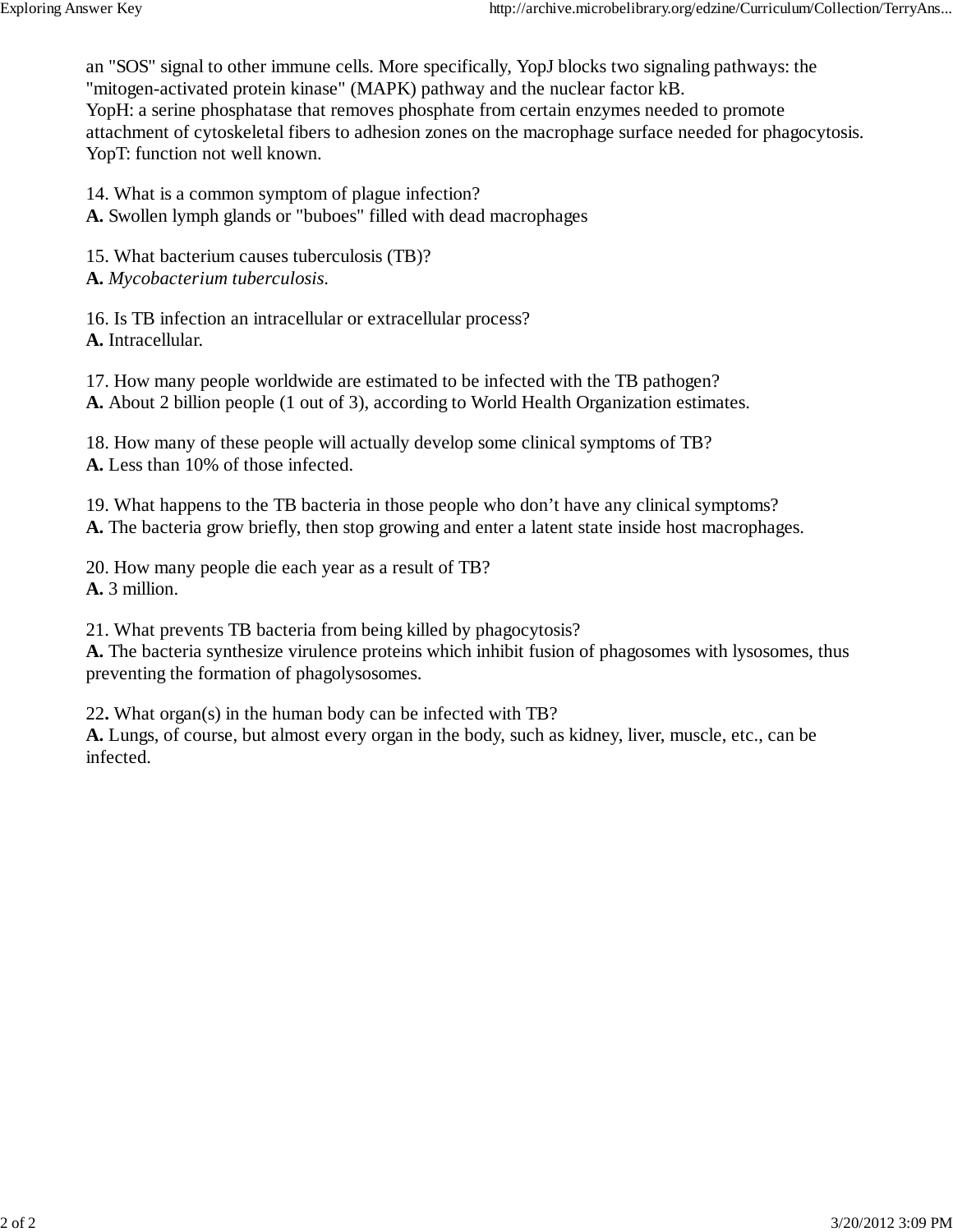an "SOS" signal to other immune cells. More specifically, YopJ blocks two signaling pathways: the "mitogen-activated protein kinase" (MAPK) pathway and the nuclear factor kB.
YopH: a serine phosphatase that removes phosphate from certain enzymes needed to promote attachment of cytoskeletal fibers to adhesion zones on the macrophage surface needed for phagocytosis.
YopT: function not well known.

14. What is a common symptom of plague infection?
**A.** Swollen lymph glands or "buboes" filled with dead macrophages

15. What bacterium causes tuberculosis (TB)?
**A.** *Mycobacterium tuberculosis.*

16. Is TB infection an intracellular or extracellular process?
**A.** Intracellular.

17. How many people worldwide are estimated to be infected with the TB pathogen?
**A.** About 2 billion people (1 out of 3), according to World Health Organization estimates.

18. How many of these people will actually develop some clinical symptoms of TB?
**A.** Less than 10% of those infected.

19. What happens to the TB bacteria in those people who don't have any clinical symptoms?
**A.** The bacteria grow briefly, then stop growing and enter a latent state inside host macrophages.

20. How many people die each year as a result of TB?
**A.** 3 million.

21. What prevents TB bacteria from being killed by phagocytosis?
**A.** The bacteria synthesize virulence proteins which inhibit fusion of phagosomes with lysosomes, thus preventing the formation of phagolysosomes.

22**.** What organ(s) in the human body can be infected with TB?
**A.** Lungs, of course, but almost every organ in the body, such as kidney, liver, muscle, etc., can be infected.